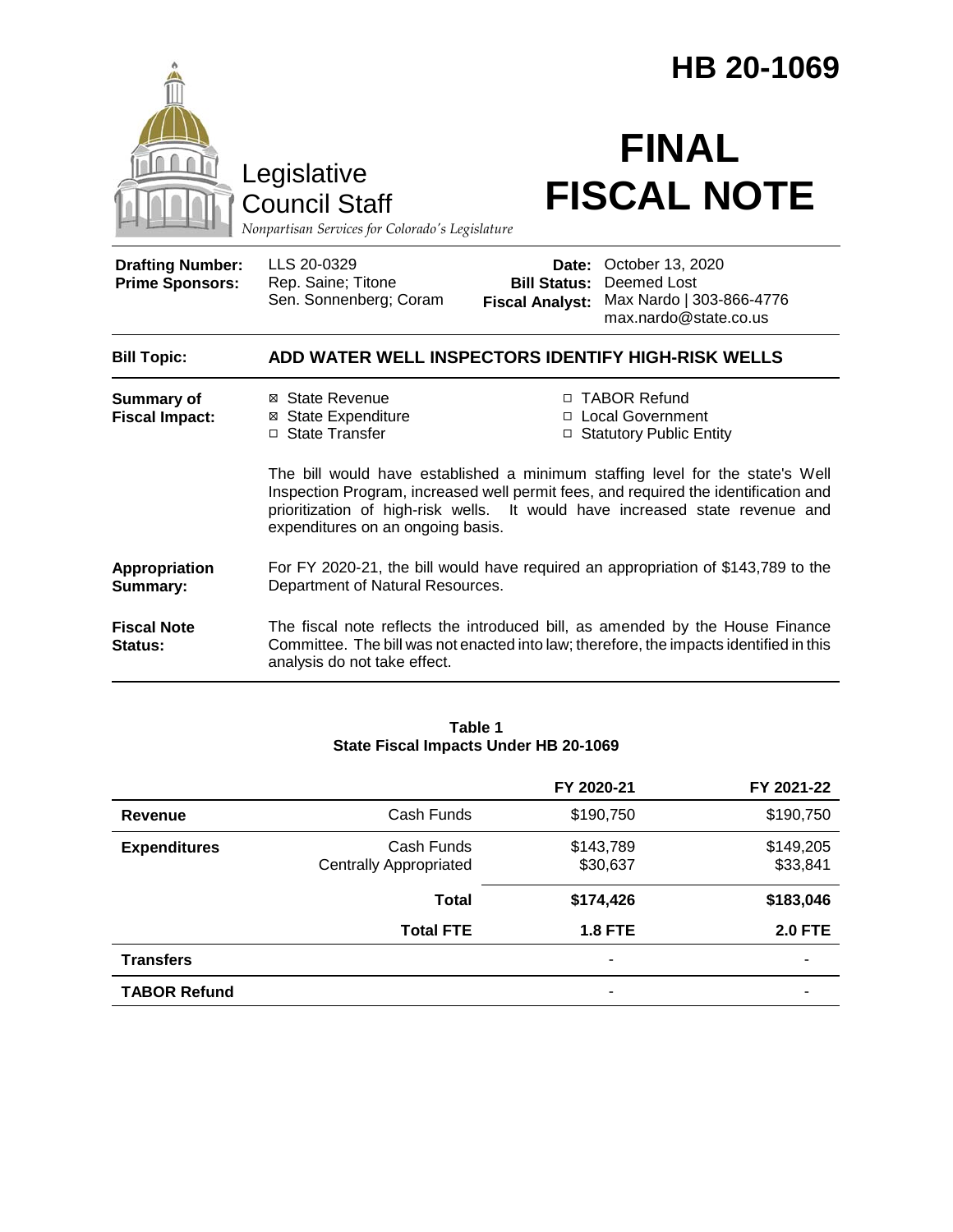# HB 20-1069

Legislative Council Staff

*Nonpartisan Services for Colorado's Legislature*

# FINAL FISCAL NOTE

| | | | |
|---|---|---|---|
| **Drafting Number:** | LLS 20-0329 | **Date:** | October 13, 2020 |
| **Prime Sponsors:** | Rep. Saine; Titone<br>Sen. Sonnenberg; Coram | **Bill Status:** | Deemed Lost |
| | | **Fiscal Analyst:** | Max Nardo \| 303-866-4776<br>max.nardo@state.co.us |

**Bill Topic:** **ADD WATER WELL INSPECTORS IDENTIFY HIGH-RISK WELLS**

**Summary of Fiscal Impact:**

- ☒ State Revenue
- ☒ State Expenditure
- ☐ State Transfer
- ☐ TABOR Refund
- ☐ Local Government
- ☐ Statutory Public Entity

The bill would have established a minimum staffing level for the state's Well Inspection Program, increased well permit fees, and required the identification and prioritization of high-risk wells. It would have increased state revenue and expenditures on an ongoing basis.

**Appropriation Summary:** For FY 2020-21, the bill would have required an appropriation of $143,789 to the Department of Natural Resources.

**Fiscal Note Status:** The fiscal note reflects the introduced bill, as amended by the House Finance Committee. The bill was not enacted into law; therefore, the impacts identified in this analysis do not take effect.

**Table 1**
**State Fiscal Impacts Under HB 20-1069**

| | | FY 2020-21 | FY 2021-22 |
|---|---|---|---|
| **Revenue** | Cash Funds | $190,750 | $190,750 |
| **Expenditures** | Cash Funds | $143,789 | $149,205 |
| | Centrally Appropriated | $30,637 | $33,841 |
| | **Total** | **$174,426** | **$183,046** |
| | **Total FTE** | **1.8 FTE** | **2.0 FTE** |
| **Transfers** | | - | - |
| **TABOR Refund** | | - | - |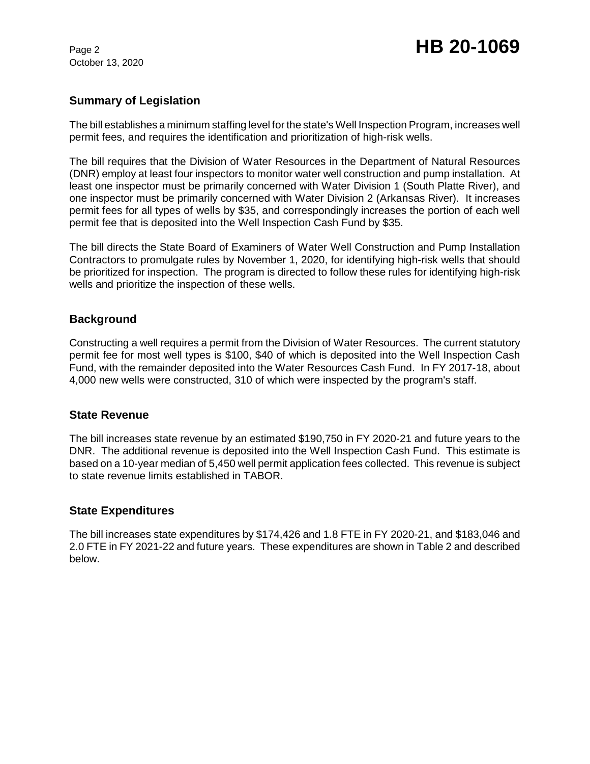## Summary of Legislation

The bill establishes a minimum staffing level for the state's Well Inspection Program, increases well permit fees, and requires the identification and prioritization of high-risk wells.

The bill requires that the Division of Water Resources in the Department of Natural Resources (DNR) employ at least four inspectors to monitor water well construction and pump installation. At least one inspector must be primarily concerned with Water Division 1 (South Platte River), and one inspector must be primarily concerned with Water Division 2 (Arkansas River). It increases permit fees for all types of wells by $35, and correspondingly increases the portion of each well permit fee that is deposited into the Well Inspection Cash Fund by $35.

The bill directs the State Board of Examiners of Water Well Construction and Pump Installation Contractors to promulgate rules by November 1, 2020, for identifying high-risk wells that should be prioritized for inspection. The program is directed to follow these rules for identifying high-risk wells and prioritize the inspection of these wells.

## Background

Constructing a well requires a permit from the Division of Water Resources. The current statutory permit fee for most well types is $100, $40 of which is deposited into the Well Inspection Cash Fund, with the remainder deposited into the Water Resources Cash Fund. In FY 2017-18, about 4,000 new wells were constructed, 310 of which were inspected by the program's staff.

## State Revenue

The bill increases state revenue by an estimated $190,750 in FY 2020-21 and future years to the DNR. The additional revenue is deposited into the Well Inspection Cash Fund. This estimate is based on a 10-year median of 5,450 well permit application fees collected. This revenue is subject to state revenue limits established in TABOR.

## State Expenditures

The bill increases state expenditures by $174,426 and 1.8 FTE in FY 2020-21, and $183,046 and 2.0 FTE in FY 2021-22 and future years. These expenditures are shown in Table 2 and described below.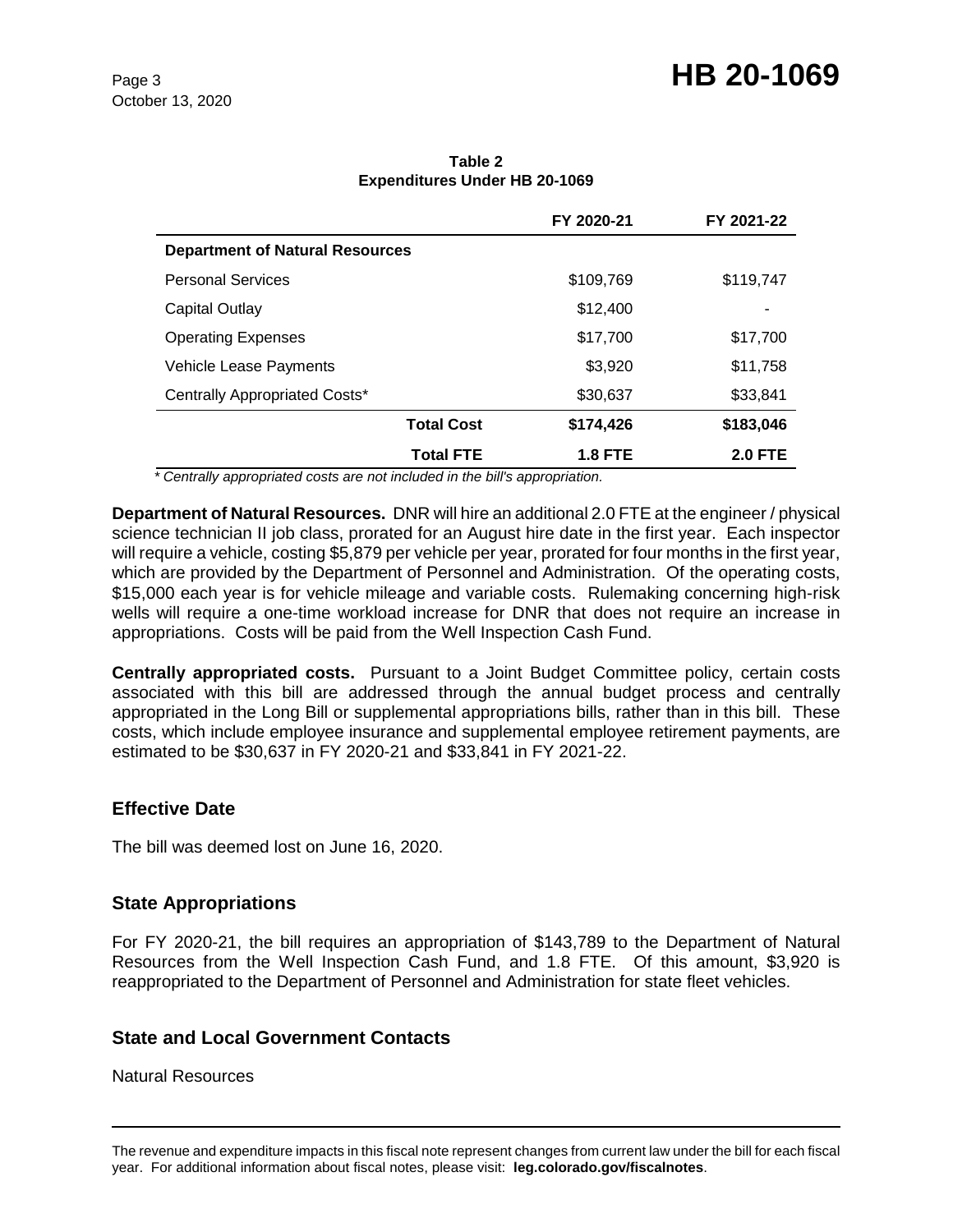**Table 2**
**Expenditures Under HB 20-1069**

| | FY 2020-21 | FY 2021-22 |
|---|---|---|
| **Department of Natural Resources** | | |
| Personal Services | $109,769 | $119,747 |
| Capital Outlay | $12,400 | - |
| Operating Expenses | $17,700 | $17,700 |
| Vehicle Lease Payments | $3,920 | $11,758 |
| Centrally Appropriated Costs* | $30,637 | $33,841 |
| **Total Cost** | **$174,426** | **$183,046** |
| **Total FTE** | **1.8 FTE** | **2.0 FTE** |

*\* Centrally appropriated costs are not included in the bill's appropriation.*

**Department of Natural Resources.** DNR will hire an additional 2.0 FTE at the engineer / physical science technician II job class, prorated for an August hire date in the first year. Each inspector will require a vehicle, costing $5,879 per vehicle per year, prorated for four months in the first year, which are provided by the Department of Personnel and Administration. Of the operating costs, $15,000 each year is for vehicle mileage and variable costs. Rulemaking concerning high-risk wells will require a one-time workload increase for DNR that does not require an increase in appropriations. Costs will be paid from the Well Inspection Cash Fund.

**Centrally appropriated costs.** Pursuant to a Joint Budget Committee policy, certain costs associated with this bill are addressed through the annual budget process and centrally appropriated in the Long Bill or supplemental appropriations bills, rather than in this bill. These costs, which include employee insurance and supplemental employee retirement payments, are estimated to be $30,637 in FY 2020-21 and $33,841 in FY 2021-22.

## Effective Date

The bill was deemed lost on June 16, 2020.

## State Appropriations

For FY 2020-21, the bill requires an appropriation of $143,789 to the Department of Natural Resources from the Well Inspection Cash Fund, and 1.8 FTE. Of this amount, $3,920 is reappropriated to the Department of Personnel and Administration for state fleet vehicles.

## State and Local Government Contacts

Natural Resources

The revenue and expenditure impacts in this fiscal note represent changes from current law under the bill for each fiscal year. For additional information about fiscal notes, please visit: **leg.colorado.gov/fiscalnotes**.